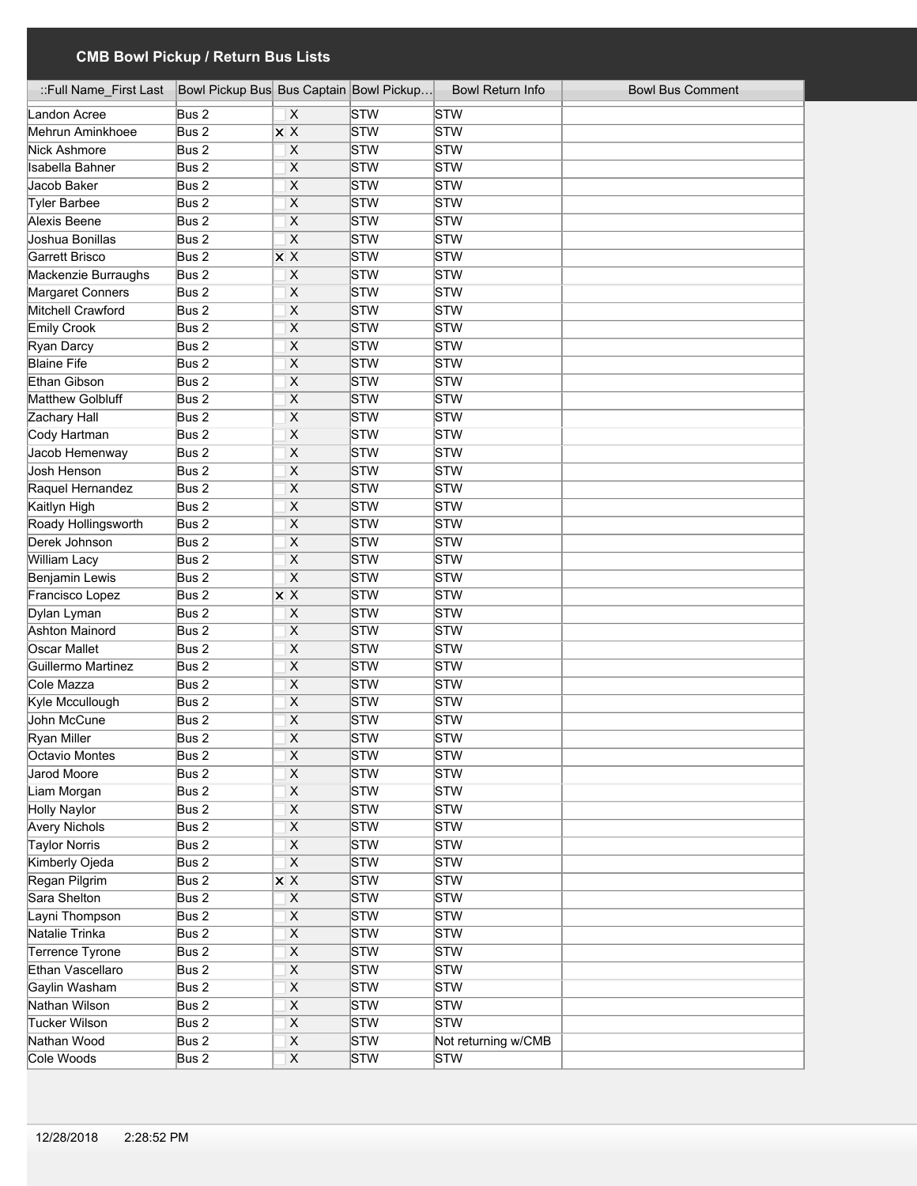# CMB Bowl Pickup / Return Bus Lists

| ::Full Name_First Last | Bowl Pickup Bus | Bus Captain | Bowl Pickup… | Bowl Return Info | Bowl Bus Comment |
|---|---|---|---|---|---|
| Landon Acree | Bus 2 | X | STW | STW | |
| Mehrun Aminkhoee | Bus 2 | x X | STW | STW | |
| Nick Ashmore | Bus 2 | X | STW | STW | |
| Isabella Bahner | Bus 2 | X | STW | STW | |
| Jacob Baker | Bus 2 | X | STW | STW | |
| Tyler Barbee | Bus 2 | X | STW | STW | |
| Alexis Beene | Bus 2 | X | STW | STW | |
| Joshua Bonillas | Bus 2 | X | STW | STW | |
| Garrett Brisco | Bus 2 | x X | STW | STW | |
| Mackenzie Burraughs | Bus 2 | X | STW | STW | |
| Margaret Conners | Bus 2 | X | STW | STW | |
| Mitchell Crawford | Bus 2 | X | STW | STW | |
| Emily Crook | Bus 2 | X | STW | STW | |
| Ryan Darcy | Bus 2 | X | STW | STW | |
| Blaine Fife | Bus 2 | X | STW | STW | |
| Ethan Gibson | Bus 2 | X | STW | STW | |
| Matthew Golbluff | Bus 2 | X | STW | STW | |
| Zachary Hall | Bus 2 | X | STW | STW | |
| Cody Hartman | Bus 2 | X | STW | STW | |
| Jacob Hemenway | Bus 2 | X | STW | STW | |
| Josh Henson | Bus 2 | X | STW | STW | |
| Raquel Hernandez | Bus 2 | X | STW | STW | |
| Kaitlyn High | Bus 2 | X | STW | STW | |
| Roady Hollingsworth | Bus 2 | X | STW | STW | |
| Derek Johnson | Bus 2 | X | STW | STW | |
| William Lacy | Bus 2 | X | STW | STW | |
| Benjamin Lewis | Bus 2 | X | STW | STW | |
| Francisco Lopez | Bus 2 | x X | STW | STW | |
| Dylan Lyman | Bus 2 | X | STW | STW | |
| Ashton Mainord | Bus 2 | X | STW | STW | |
| Oscar Mallet | Bus 2 | X | STW | STW | |
| Guillermo Martinez | Bus 2 | X | STW | STW | |
| Cole Mazza | Bus 2 | X | STW | STW | |
| Kyle Mccullough | Bus 2 | X | STW | STW | |
| John McCune | Bus 2 | X | STW | STW | |
| Ryan Miller | Bus 2 | X | STW | STW | |
| Octavio Montes | Bus 2 | X | STW | STW | |
| Jarod Moore | Bus 2 | X | STW | STW | |
| Liam Morgan | Bus 2 | X | STW | STW | |
| Holly Naylor | Bus 2 | X | STW | STW | |
| Avery Nichols | Bus 2 | X | STW | STW | |
| Taylor Norris | Bus 2 | X | STW | STW | |
| Kimberly Ojeda | Bus 2 | X | STW | STW | |
| Regan Pilgrim | Bus 2 | x X | STW | STW | |
| Sara Shelton | Bus 2 | X | STW | STW | |
| Layni Thompson | Bus 2 | X | STW | STW | |
| Natalie Trinka | Bus 2 | X | STW | STW | |
| Terrence Tyrone | Bus 2 | X | STW | STW | |
| Ethan Vascellaro | Bus 2 | X | STW | STW | |
| Gaylin Washam | Bus 2 | X | STW | STW | |
| Nathan Wilson | Bus 2 | X | STW | STW | |
| Tucker Wilson | Bus 2 | X | STW | STW | |
| Nathan Wood | Bus 2 | X | STW | Not returning w/CMB | |
| Cole Woods | Bus 2 | X | STW | STW | |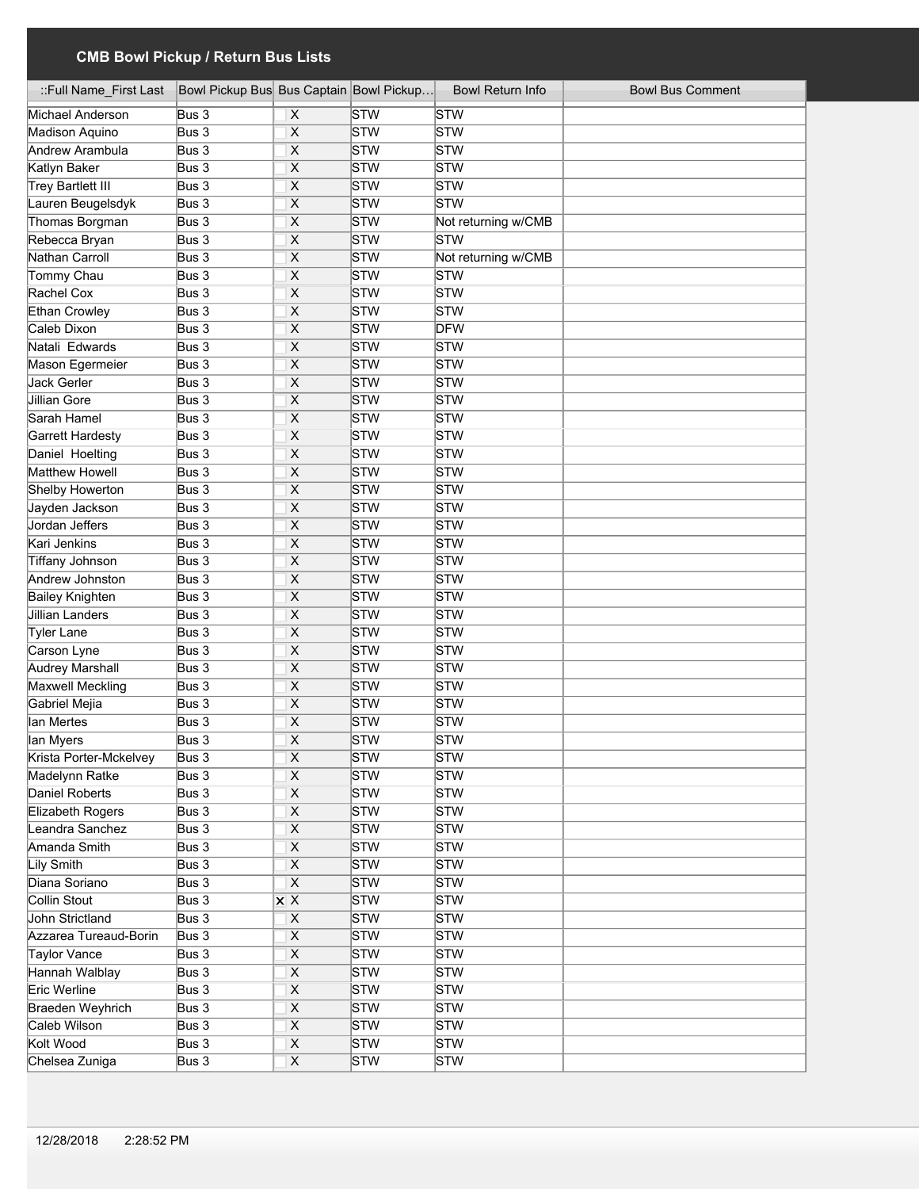## CMB Bowl Pickup / Return Bus Lists

| ::Full Name_First Last | Bowl Pickup Bus | Bus Captain | Bowl Pickup… | Bowl Return Info | Bowl Bus Comment |
|---|---|---|---|---|---|
| Michael Anderson | Bus 3 | X | STW | STW | |
| Madison Aquino | Bus 3 | X | STW | STW | |
| Andrew Arambula | Bus 3 | X | STW | STW | |
| Katlyn Baker | Bus 3 | X | STW | STW | |
| Trey Bartlett III | Bus 3 | X | STW | STW | |
| Lauren Beugelsdyk | Bus 3 | X | STW | STW | |
| Thomas Borgman | Bus 3 | X | STW | Not returning w/CMB | |
| Rebecca Bryan | Bus 3 | X | STW | STW | |
| Nathan Carroll | Bus 3 | X | STW | Not returning w/CMB | |
| Tommy Chau | Bus 3 | X | STW | STW | |
| Rachel Cox | Bus 3 | X | STW | STW | |
| Ethan Crowley | Bus 3 | X | STW | STW | |
| Caleb Dixon | Bus 3 | X | STW | DFW | |
| Natali Edwards | Bus 3 | X | STW | STW | |
| Mason Egermeier | Bus 3 | X | STW | STW | |
| Jack Gerler | Bus 3 | X | STW | STW | |
| Jillian Gore | Bus 3 | X | STW | STW | |
| Sarah Hamel | Bus 3 | X | STW | STW | |
| Garrett Hardesty | Bus 3 | X | STW | STW | |
| Daniel Hoelting | Bus 3 | X | STW | STW | |
| Matthew Howell | Bus 3 | X | STW | STW | |
| Shelby Howerton | Bus 3 | X | STW | STW | |
| Jayden Jackson | Bus 3 | X | STW | STW | |
| Jordan Jeffers | Bus 3 | X | STW | STW | |
| Kari Jenkins | Bus 3 | X | STW | STW | |
| Tiffany Johnson | Bus 3 | X | STW | STW | |
| Andrew Johnston | Bus 3 | X | STW | STW | |
| Bailey Knighten | Bus 3 | X | STW | STW | |
| Jillian Landers | Bus 3 | X | STW | STW | |
| Tyler Lane | Bus 3 | X | STW | STW | |
| Carson Lyne | Bus 3 | X | STW | STW | |
| Audrey Marshall | Bus 3 | X | STW | STW | |
| Maxwell Meckling | Bus 3 | X | STW | STW | |
| Gabriel Mejia | Bus 3 | X | STW | STW | |
| Ian Mertes | Bus 3 | X | STW | STW | |
| Ian Myers | Bus 3 | X | STW | STW | |
| Krista Porter-Mckelvey | Bus 3 | X | STW | STW | |
| Madelynn Ratke | Bus 3 | X | STW | STW | |
| Daniel Roberts | Bus 3 | X | STW | STW | |
| Elizabeth Rogers | Bus 3 | X | STW | STW | |
| Leandra Sanchez | Bus 3 | X | STW | STW | |
| Amanda Smith | Bus 3 | X | STW | STW | |
| Lily Smith | Bus 3 | X | STW | STW | |
| Diana Soriano | Bus 3 | X | STW | STW | |
| Collin Stout | Bus 3 | ☒ X | STW | STW | |
| John Strictland | Bus 3 | X | STW | STW | |
| Azzarea Tureaud-Borin | Bus 3 | X | STW | STW | |
| Taylor Vance | Bus 3 | X | STW | STW | |
| Hannah Walblay | Bus 3 | X | STW | STW | |
| Eric Werline | Bus 3 | X | STW | STW | |
| Braeden Weyhrich | Bus 3 | X | STW | STW | |
| Caleb Wilson | Bus 3 | X | STW | STW | |
| Kolt Wood | Bus 3 | X | STW | STW | |
| Chelsea Zuniga | Bus 3 | X | STW | STW | |

12/28/2018 2:28:52 PM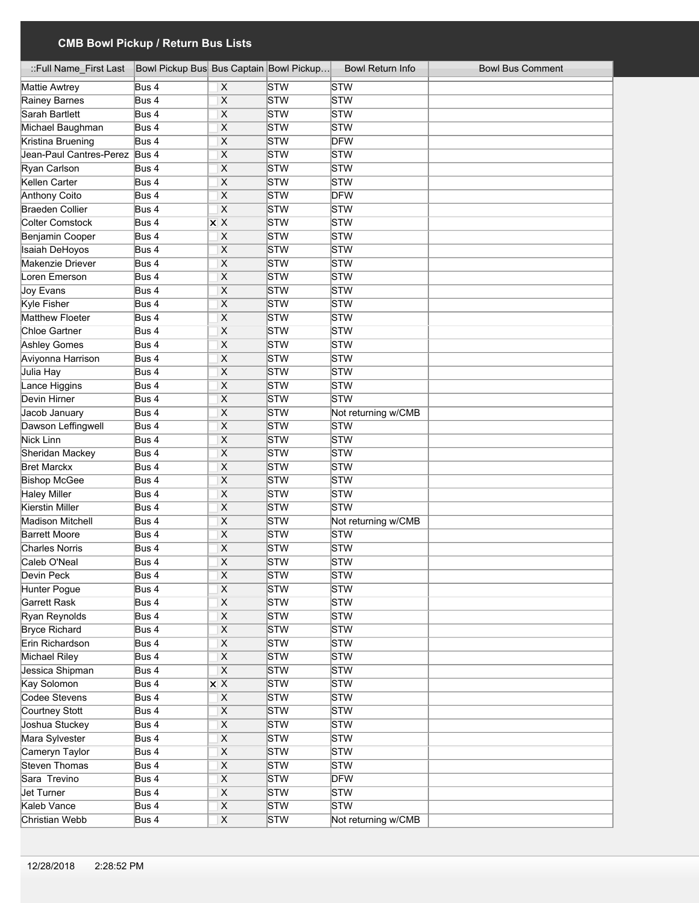## CMB Bowl Pickup / Return Bus Lists

| ::Full Name_First Last | Bowl Pickup Bus | Bus Captain | Bowl Pickup… | Bowl Return Info | Bowl Bus Comment |
|---|---|---|---|---|---|
| Mattie Awtrey | Bus 4 | X | STW | STW | |
| Rainey Barnes | Bus 4 | X | STW | STW | |
| Sarah Bartlett | Bus 4 | X | STW | STW | |
| Michael Baughman | Bus 4 | X | STW | STW | |
| Kristina Bruening | Bus 4 | X | STW | DFW | |
| Jean-Paul Cantres-Perez | Bus 4 | X | STW | STW | |
| Ryan Carlson | Bus 4 | X | STW | STW | |
| Kellen Carter | Bus 4 | X | STW | STW | |
| Anthony Coito | Bus 4 | X | STW | DFW | |
| Braeden Collier | Bus 4 | X | STW | STW | |
| Colter Comstock | Bus 4 | x X | STW | STW | |
| Benjamin Cooper | Bus 4 | X | STW | STW | |
| Isaiah DeHoyos | Bus 4 | X | STW | STW | |
| Makenzie Driever | Bus 4 | X | STW | STW | |
| Loren Emerson | Bus 4 | X | STW | STW | |
| Joy Evans | Bus 4 | X | STW | STW | |
| Kyle Fisher | Bus 4 | X | STW | STW | |
| Matthew Floeter | Bus 4 | X | STW | STW | |
| Chloe Gartner | Bus 4 | X | STW | STW | |
| Ashley Gomes | Bus 4 | X | STW | STW | |
| Aviyonna Harrison | Bus 4 | X | STW | STW | |
| Julia Hay | Bus 4 | X | STW | STW | |
| Lance Higgins | Bus 4 | X | STW | STW | |
| Devin Hirner | Bus 4 | X | STW | STW | |
| Jacob January | Bus 4 | X | STW | Not returning w/CMB | |
| Dawson Leffingwell | Bus 4 | X | STW | STW | |
| Nick Linn | Bus 4 | X | STW | STW | |
| Sheridan Mackey | Bus 4 | X | STW | STW | |
| Bret Marckx | Bus 4 | X | STW | STW | |
| Bishop McGee | Bus 4 | X | STW | STW | |
| Haley Miller | Bus 4 | X | STW | STW | |
| Kierstin Miller | Bus 4 | X | STW | STW | |
| Madison Mitchell | Bus 4 | X | STW | Not returning w/CMB | |
| Barrett Moore | Bus 4 | X | STW | STW | |
| Charles Norris | Bus 4 | X | STW | STW | |
| Caleb O'Neal | Bus 4 | X | STW | STW | |
| Devin Peck | Bus 4 | X | STW | STW | |
| Hunter Pogue | Bus 4 | X | STW | STW | |
| Garrett Rask | Bus 4 | X | STW | STW | |
| Ryan Reynolds | Bus 4 | X | STW | STW | |
| Bryce Richard | Bus 4 | X | STW | STW | |
| Erin Richardson | Bus 4 | X | STW | STW | |
| Michael Riley | Bus 4 | X | STW | STW | |
| Jessica Shipman | Bus 4 | X | STW | STW | |
| Kay Solomon | Bus 4 | x X | STW | STW | |
| Codee Stevens | Bus 4 | X | STW | STW | |
| Courtney Stott | Bus 4 | X | STW | STW | |
| Joshua Stuckey | Bus 4 | X | STW | STW | |
| Mara Sylvester | Bus 4 | X | STW | STW | |
| Cameryn Taylor | Bus 4 | X | STW | STW | |
| Steven Thomas | Bus 4 | X | STW | STW | |
| Sara Trevino | Bus 4 | X | STW | DFW | |
| Jet Turner | Bus 4 | X | STW | STW | |
| Kaleb Vance | Bus 4 | X | STW | STW | |
| Christian Webb | Bus 4 | X | STW | Not returning w/CMB | |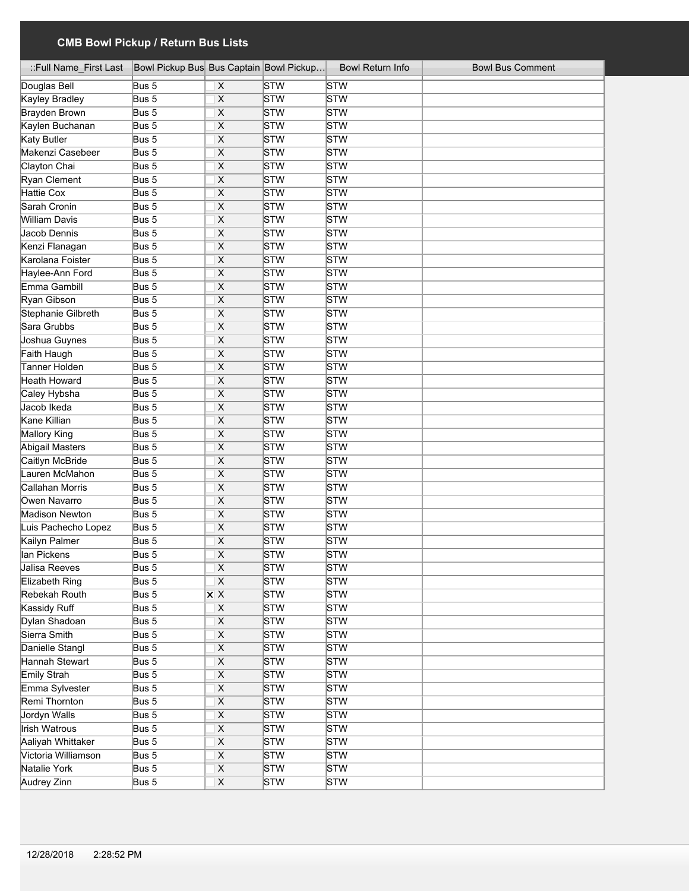## CMB Bowl Pickup / Return Bus Lists

| ::Full Name_First Last | Bowl Pickup Bus | Bus Captain | Bowl Pickup… | Bowl Return Info | Bowl Bus Comment |
|---|---|---|---|---|---|
| Douglas Bell | Bus 5 | X | STW | STW | |
| Kayley Bradley | Bus 5 | X | STW | STW | |
| Brayden Brown | Bus 5 | X | STW | STW | |
| Kaylen Buchanan | Bus 5 | X | STW | STW | |
| Katy Butler | Bus 5 | X | STW | STW | |
| Makenzi Casebeer | Bus 5 | X | STW | STW | |
| Clayton Chai | Bus 5 | X | STW | STW | |
| Ryan Clement | Bus 5 | X | STW | STW | |
| Hattie Cox | Bus 5 | X | STW | STW | |
| Sarah Cronin | Bus 5 | X | STW | STW | |
| William Davis | Bus 5 | X | STW | STW | |
| Jacob Dennis | Bus 5 | X | STW | STW | |
| Kenzi Flanagan | Bus 5 | X | STW | STW | |
| Karolana Foister | Bus 5 | X | STW | STW | |
| Haylee-Ann Ford | Bus 5 | X | STW | STW | |
| Emma Gambill | Bus 5 | X | STW | STW | |
| Ryan Gibson | Bus 5 | X | STW | STW | |
| Stephanie Gilbreth | Bus 5 | X | STW | STW | |
| Sara Grubbs | Bus 5 | X | STW | STW | |
| Joshua Guynes | Bus 5 | X | STW | STW | |
| Faith Haugh | Bus 5 | X | STW | STW | |
| Tanner Holden | Bus 5 | X | STW | STW | |
| Heath Howard | Bus 5 | X | STW | STW | |
| Caley Hybsha | Bus 5 | X | STW | STW | |
| Jacob Ikeda | Bus 5 | X | STW | STW | |
| Kane Killian | Bus 5 | X | STW | STW | |
| Mallory King | Bus 5 | X | STW | STW | |
| Abigail Masters | Bus 5 | X | STW | STW | |
| Caitlyn McBride | Bus 5 | X | STW | STW | |
| Lauren McMahon | Bus 5 | X | STW | STW | |
| Callahan Morris | Bus 5 | X | STW | STW | |
| Owen Navarro | Bus 5 | X | STW | STW | |
| Madison Newton | Bus 5 | X | STW | STW | |
| Luis Pachecho Lopez | Bus 5 | X | STW | STW | |
| Kailyn Palmer | Bus 5 | X | STW | STW | |
| Ian Pickens | Bus 5 | X | STW | STW | |
| Jalisa Reeves | Bus 5 | X | STW | STW | |
| Elizabeth Ring | Bus 5 | X | STW | STW | |
| Rebekah Routh | Bus 5 | × X | STW | STW | |
| Kassidy Ruff | Bus 5 | X | STW | STW | |
| Dylan Shadoan | Bus 5 | X | STW | STW | |
| Sierra Smith | Bus 5 | X | STW | STW | |
| Danielle Stangl | Bus 5 | X | STW | STW | |
| Hannah Stewart | Bus 5 | X | STW | STW | |
| Emily Strah | Bus 5 | X | STW | STW | |
| Emma Sylvester | Bus 5 | X | STW | STW | |
| Remi Thornton | Bus 5 | X | STW | STW | |
| Jordyn Walls | Bus 5 | X | STW | STW | |
| Irish Watrous | Bus 5 | X | STW | STW | |
| Aaliyah Whittaker | Bus 5 | X | STW | STW | |
| Victoria Williamson | Bus 5 | X | STW | STW | |
| Natalie York | Bus 5 | X | STW | STW | |
| Audrey Zinn | Bus 5 | X | STW | STW | |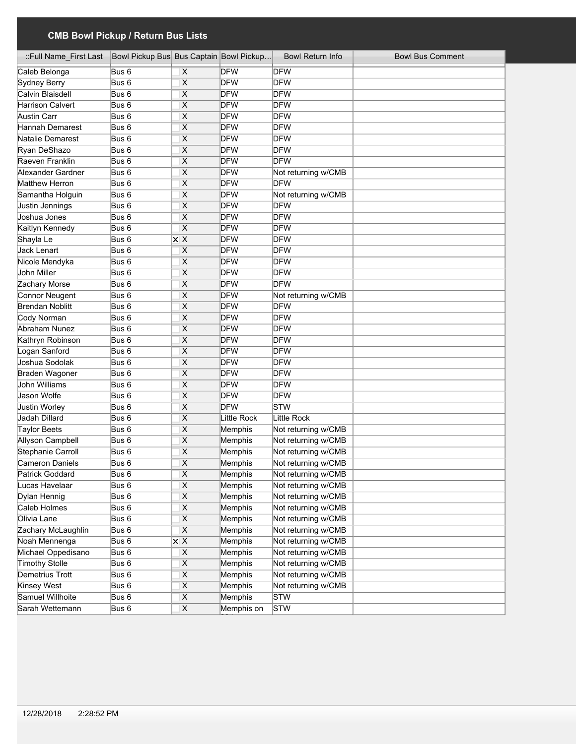## CMB Bowl Pickup / Return Bus Lists

| ::Full Name_First Last | Bowl Pickup Bus | Bus Captain | Bowl Pickup… | Bowl Return Info | Bowl Bus Comment |
|---|---|---|---|---|---|
| Caleb Belonga | Bus 6 | X | DFW | DFW | |
| Sydney Berry | Bus 6 | X | DFW | DFW | |
| Calvin Blaisdell | Bus 6 | X | DFW | DFW | |
| Harrison Calvert | Bus 6 | X | DFW | DFW | |
| Austin Carr | Bus 6 | X | DFW | DFW | |
| Hannah Demarest | Bus 6 | X | DFW | DFW | |
| Natalie Demarest | Bus 6 | X | DFW | DFW | |
| Ryan DeShazo | Bus 6 | X | DFW | DFW | |
| Raeven Franklin | Bus 6 | X | DFW | DFW | |
| Alexander Gardner | Bus 6 | X | DFW | Not returning w/CMB | |
| Matthew Herron | Bus 6 | X | DFW | DFW | |
| Samantha Holguin | Bus 6 | X | DFW | Not returning w/CMB | |
| Justin Jennings | Bus 6 | X | DFW | DFW | |
| Joshua Jones | Bus 6 | X | DFW | DFW | |
| Kaitlyn Kennedy | Bus 6 | X | DFW | DFW | |
| Shayla Le | Bus 6 | x X | DFW | DFW | |
| Jack Lenart | Bus 6 | X | DFW | DFW | |
| Nicole Mendyka | Bus 6 | X | DFW | DFW | |
| John Miller | Bus 6 | X | DFW | DFW | |
| Zachary Morse | Bus 6 | X | DFW | DFW | |
| Connor Neugent | Bus 6 | X | DFW | Not returning w/CMB | |
| Brendan Noblitt | Bus 6 | X | DFW | DFW | |
| Cody Norman | Bus 6 | X | DFW | DFW | |
| Abraham Nunez | Bus 6 | X | DFW | DFW | |
| Kathryn Robinson | Bus 6 | X | DFW | DFW | |
| Logan Sanford | Bus 6 | X | DFW | DFW | |
| Joshua Sodolak | Bus 6 | X | DFW | DFW | |
| Braden Wagoner | Bus 6 | X | DFW | DFW | |
| John Williams | Bus 6 | X | DFW | DFW | |
| Jason Wolfe | Bus 6 | X | DFW | DFW | |
| Justin Worley | Bus 6 | X | DFW | STW | |
| Jadah Dillard | Bus 6 | X | Little Rock | Little Rock | |
| Taylor Beets | Bus 6 | X | Memphis | Not returning w/CMB | |
| Allyson Campbell | Bus 6 | X | Memphis | Not returning w/CMB | |
| Stephanie Carroll | Bus 6 | X | Memphis | Not returning w/CMB | |
| Cameron Daniels | Bus 6 | X | Memphis | Not returning w/CMB | |
| Patrick Goddard | Bus 6 | X | Memphis | Not returning w/CMB | |
| Lucas Havelaar | Bus 6 | X | Memphis | Not returning w/CMB | |
| Dylan Hennig | Bus 6 | X | Memphis | Not returning w/CMB | |
| Caleb Holmes | Bus 6 | X | Memphis | Not returning w/CMB | |
| Olivia Lane | Bus 6 | X | Memphis | Not returning w/CMB | |
| Zachary McLaughlin | Bus 6 | X | Memphis | Not returning w/CMB | |
| Noah Mennenga | Bus 6 | x X | Memphis | Not returning w/CMB | |
| Michael Oppedisano | Bus 6 | X | Memphis | Not returning w/CMB | |
| Timothy Stolle | Bus 6 | X | Memphis | Not returning w/CMB | |
| Demetrius Trott | Bus 6 | X | Memphis | Not returning w/CMB | |
| Kinsey West | Bus 6 | X | Memphis | Not returning w/CMB | |
| Samuel Willhoite | Bus 6 | X | Memphis | STW | |
| Sarah Wettemann | Bus 6 | X | Memphis on | STW | |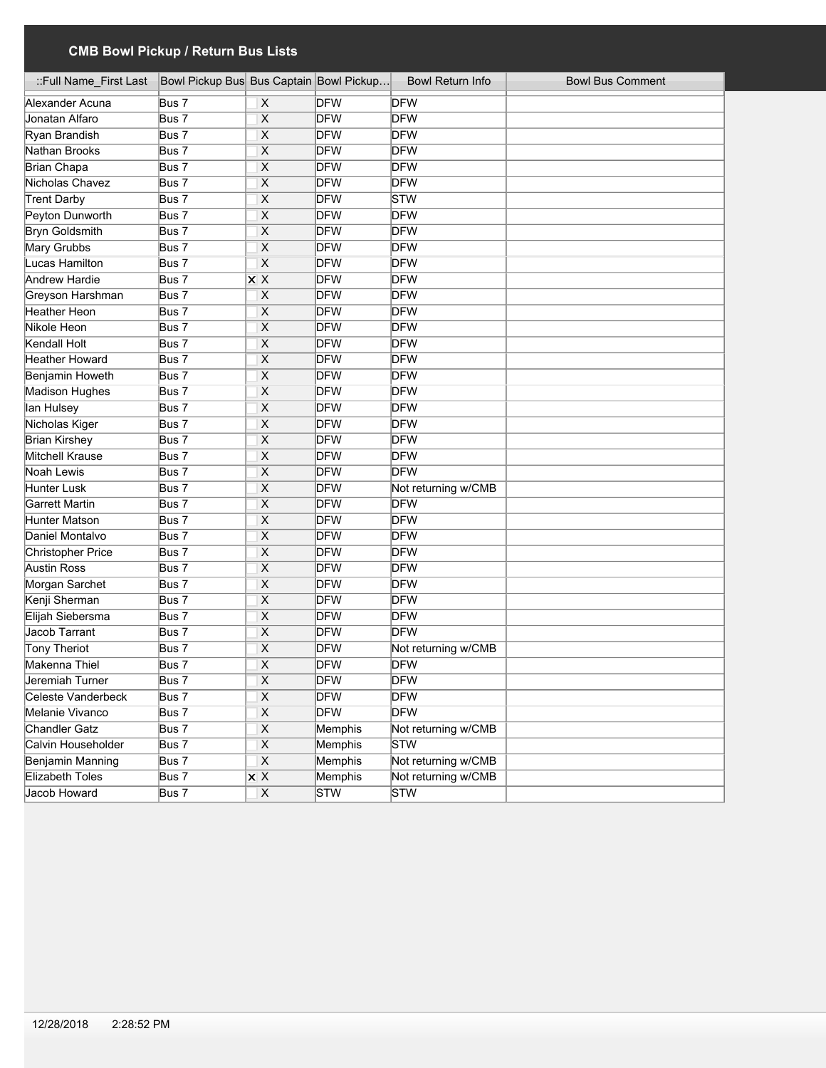# CMB Bowl Pickup / Return Bus Lists

| ::Full Name_First Last | Bowl Pickup Bus | Bus Captain | Bowl Pickup… | Bowl Return Info | Bowl Bus Comment |
|---|---|---|---|---|---|
| Alexander Acuna | Bus 7 | X | DFW | DFW | |
| Jonatan Alfaro | Bus 7 | X | DFW | DFW | |
| Ryan Brandish | Bus 7 | X | DFW | DFW | |
| Nathan Brooks | Bus 7 | X | DFW | DFW | |
| Brian Chapa | Bus 7 | X | DFW | DFW | |
| Nicholas Chavez | Bus 7 | X | DFW | DFW | |
| Trent Darby | Bus 7 | X | DFW | STW | |
| Peyton Dunworth | Bus 7 | X | DFW | DFW | |
| Bryn Goldsmith | Bus 7 | X | DFW | DFW | |
| Mary Grubbs | Bus 7 | X | DFW | DFW | |
| Lucas Hamilton | Bus 7 | X | DFW | DFW | |
| Andrew Hardie | Bus 7 | X X | DFW | DFW | |
| Greyson Harshman | Bus 7 | X | DFW | DFW | |
| Heather Heon | Bus 7 | X | DFW | DFW | |
| Nikole Heon | Bus 7 | X | DFW | DFW | |
| Kendall Holt | Bus 7 | X | DFW | DFW | |
| Heather Howard | Bus 7 | X | DFW | DFW | |
| Benjamin Howeth | Bus 7 | X | DFW | DFW | |
| Madison Hughes | Bus 7 | X | DFW | DFW | |
| Ian Hulsey | Bus 7 | X | DFW | DFW | |
| Nicholas Kiger | Bus 7 | X | DFW | DFW | |
| Brian Kirshey | Bus 7 | X | DFW | DFW | |
| Mitchell Krause | Bus 7 | X | DFW | DFW | |
| Noah Lewis | Bus 7 | X | DFW | DFW | |
| Hunter Lusk | Bus 7 | X | DFW | Not returning w/CMB | |
| Garrett Martin | Bus 7 | X | DFW | DFW | |
| Hunter Matson | Bus 7 | X | DFW | DFW | |
| Daniel Montalvo | Bus 7 | X | DFW | DFW | |
| Christopher Price | Bus 7 | X | DFW | DFW | |
| Austin Ross | Bus 7 | X | DFW | DFW | |
| Morgan Sarchet | Bus 7 | X | DFW | DFW | |
| Kenji Sherman | Bus 7 | X | DFW | DFW | |
| Elijah Siebersma | Bus 7 | X | DFW | DFW | |
| Jacob Tarrant | Bus 7 | X | DFW | DFW | |
| Tony Theriot | Bus 7 | X | DFW | Not returning w/CMB | |
| Makenna Thiel | Bus 7 | X | DFW | DFW | |
| Jeremiah Turner | Bus 7 | X | DFW | DFW | |
| Celeste Vanderbeck | Bus 7 | X | DFW | DFW | |
| Melanie Vivanco | Bus 7 | X | DFW | DFW | |
| Chandler Gatz | Bus 7 | X | Memphis | Not returning w/CMB | |
| Calvin Householder | Bus 7 | X | Memphis | STW | |
| Benjamin Manning | Bus 7 | X | Memphis | Not returning w/CMB | |
| Elizabeth Toles | Bus 7 | X X | Memphis | Not returning w/CMB | |
| Jacob Howard | Bus 7 | X | STW | STW | |

12/28/2018 2:28:52 PM